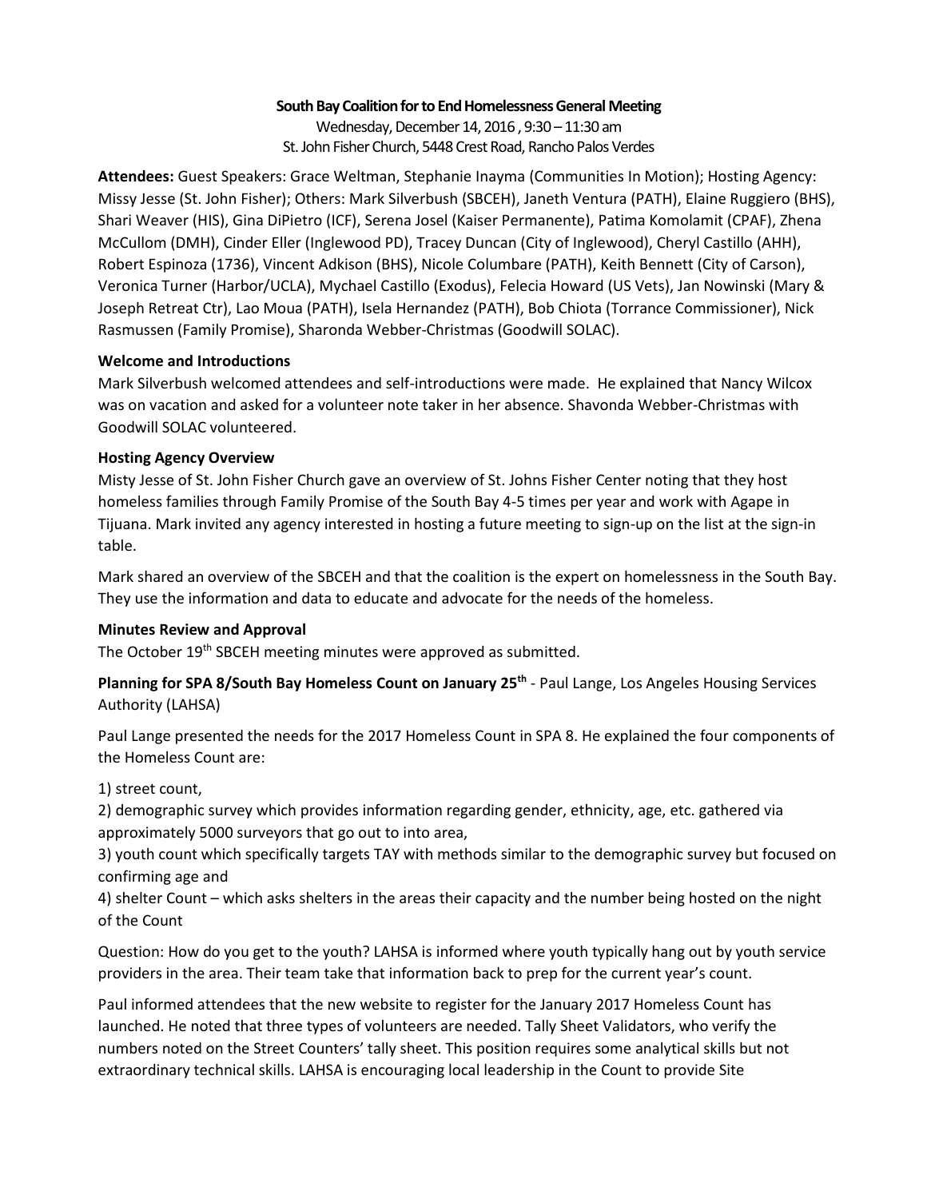**South Bay Coalition for to End Homelessness General Meeting**

Wednesday, December 14, 2016 , 9:30 – 11:30 am
St. John Fisher Church, 5448 Crest Road, Rancho Palos Verdes

**Attendees:** Guest Speakers: Grace Weltman, Stephanie Inayma (Communities In Motion); Hosting Agency: Missy Jesse (St. John Fisher); Others: Mark Silverbush (SBCEH), Janeth Ventura (PATH), Elaine Ruggiero (BHS), Shari Weaver (HIS), Gina DiPietro (ICF), Serena Josel (Kaiser Permanente), Patima Komolamit (CPAF), Zhena McCullom (DMH), Cinder Eller (Inglewood PD), Tracey Duncan (City of Inglewood), Cheryl Castillo (AHH), Robert Espinoza (1736), Vincent Adkison (BHS), Nicole Columbare (PATH), Keith Bennett (City of Carson), Veronica Turner (Harbor/UCLA), Mychael Castillo (Exodus), Felecia Howard (US Vets), Jan Nowinski (Mary & Joseph Retreat Ctr), Lao Moua (PATH), Isela Hernandez (PATH), Bob Chiota (Torrance Commissioner), Nick Rasmussen (Family Promise), Sharonda Webber-Christmas (Goodwill SOLAC).

**Welcome and Introductions**

Mark Silverbush welcomed attendees and self-introductions were made. He explained that Nancy Wilcox was on vacation and asked for a volunteer note taker in her absence. Shavonda Webber-Christmas with Goodwill SOLAC volunteered.

**Hosting Agency Overview**

Misty Jesse of St. John Fisher Church gave an overview of St. Johns Fisher Center noting that they host homeless families through Family Promise of the South Bay 4-5 times per year and work with Agape in Tijuana. Mark invited any agency interested in hosting a future meeting to sign-up on the list at the sign-in table.

Mark shared an overview of the SBCEH and that the coalition is the expert on homelessness in the South Bay. They use the information and data to educate and advocate for the needs of the homeless.

**Minutes Review and Approval**

The October 19th SBCEH meeting minutes were approved as submitted.

**Planning for SPA 8/South Bay Homeless Count on January 25th** - Paul Lange, Los Angeles Housing Services Authority (LAHSA)

Paul Lange presented the needs for the 2017 Homeless Count in SPA 8. He explained the four components of the Homeless Count are:

1) street count,
2) demographic survey which provides information regarding gender, ethnicity, age, etc. gathered via approximately 5000 surveyors that go out to into area,
3) youth count which specifically targets TAY with methods similar to the demographic survey but focused on confirming age and
4) shelter Count – which asks shelters in the areas their capacity and the number being hosted on the night of the Count

Question: How do you get to the youth? LAHSA is informed where youth typically hang out by youth service providers in the area. Their team take that information back to prep for the current year's count.

Paul informed attendees that the new website to register for the January 2017 Homeless Count has launched. He noted that three types of volunteers are needed. Tally Sheet Validators, who verify the numbers noted on the Street Counters' tally sheet. This position requires some analytical skills but not extraordinary technical skills. LAHSA is encouraging local leadership in the Count to provide Site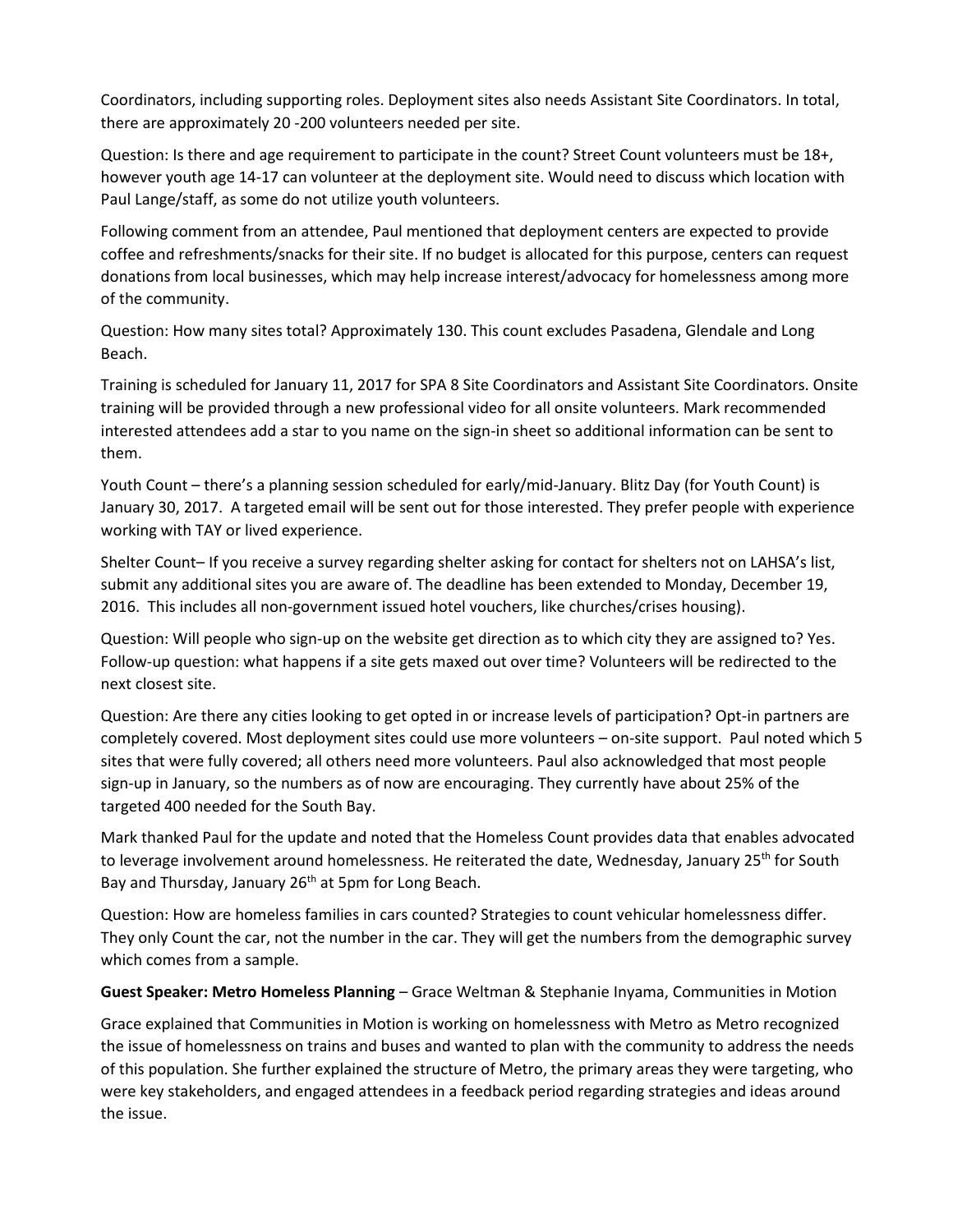Coordinators, including supporting roles. Deployment sites also needs Assistant Site Coordinators. In total, there are approximately 20 -200 volunteers needed per site.

Question: Is there and age requirement to participate in the count? Street Count volunteers must be 18+, however youth age 14-17 can volunteer at the deployment site. Would need to discuss which location with Paul Lange/staff, as some do not utilize youth volunteers.

Following comment from an attendee, Paul mentioned that deployment centers are expected to provide coffee and refreshments/snacks for their site. If no budget is allocated for this purpose, centers can request donations from local businesses, which may help increase interest/advocacy for homelessness among more of the community.

Question: How many sites total? Approximately 130. This count excludes Pasadena, Glendale and Long Beach.

Training is scheduled for January 11, 2017 for SPA 8 Site Coordinators and Assistant Site Coordinators. Onsite training will be provided through a new professional video for all onsite volunteers. Mark recommended interested attendees add a star to you name on the sign-in sheet so additional information can be sent to them.

Youth Count – there's a planning session scheduled for early/mid-January. Blitz Day (for Youth Count) is January 30, 2017. A targeted email will be sent out for those interested. They prefer people with experience working with TAY or lived experience.

Shelter Count– If you receive a survey regarding shelter asking for contact for shelters not on LAHSA's list, submit any additional sites you are aware of. The deadline has been extended to Monday, December 19, 2016. This includes all non-government issued hotel vouchers, like churches/crises housing).

Question: Will people who sign-up on the website get direction as to which city they are assigned to? Yes. Follow-up question: what happens if a site gets maxed out over time? Volunteers will be redirected to the next closest site.

Question: Are there any cities looking to get opted in or increase levels of participation? Opt-in partners are completely covered. Most deployment sites could use more volunteers – on-site support. Paul noted which 5 sites that were fully covered; all others need more volunteers. Paul also acknowledged that most people sign-up in January, so the numbers as of now are encouraging. They currently have about 25% of the targeted 400 needed for the South Bay.

Mark thanked Paul for the update and noted that the Homeless Count provides data that enables advocated to leverage involvement around homelessness. He reiterated the date, Wednesday, January 25th for South Bay and Thursday, January 26th at 5pm for Long Beach.

Question: How are homeless families in cars counted? Strategies to count vehicular homelessness differ. They only Count the car, not the number in the car. They will get the numbers from the demographic survey which comes from a sample.

**Guest Speaker: Metro Homeless Planning** – Grace Weltman & Stephanie Inyama, Communities in Motion

Grace explained that Communities in Motion is working on homelessness with Metro as Metro recognized the issue of homelessness on trains and buses and wanted to plan with the community to address the needs of this population. She further explained the structure of Metro, the primary areas they were targeting, who were key stakeholders, and engaged attendees in a feedback period regarding strategies and ideas around the issue.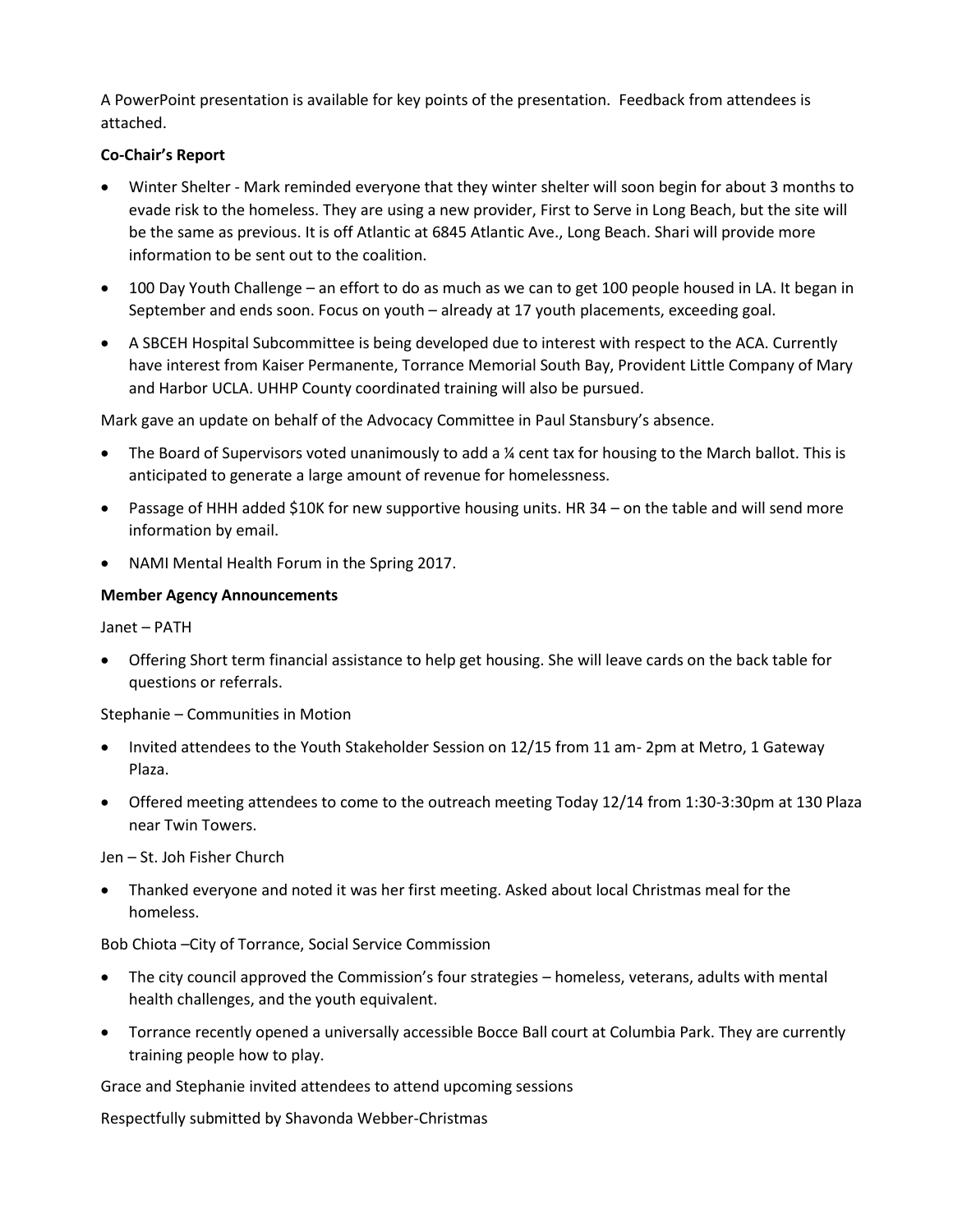A PowerPoint presentation is available for key points of the presentation. Feedback from attendees is attached.

**Co-Chair's Report**

- Winter Shelter - Mark reminded everyone that they winter shelter will soon begin for about 3 months to evade risk to the homeless. They are using a new provider, First to Serve in Long Beach, but the site will be the same as previous. It is off Atlantic at 6845 Atlantic Ave., Long Beach. Shari will provide more information to be sent out to the coalition.
- 100 Day Youth Challenge – an effort to do as much as we can to get 100 people housed in LA. It began in September and ends soon. Focus on youth – already at 17 youth placements, exceeding goal.
- A SBCEH Hospital Subcommittee is being developed due to interest with respect to the ACA. Currently have interest from Kaiser Permanente, Torrance Memorial South Bay, Provident Little Company of Mary and Harbor UCLA. UHHP County coordinated training will also be pursued.

Mark gave an update on behalf of the Advocacy Committee in Paul Stansbury's absence.

- The Board of Supervisors voted unanimously to add a ¼ cent tax for housing to the March ballot. This is anticipated to generate a large amount of revenue for homelessness.
- Passage of HHH added $10K for new supportive housing units. HR 34 – on the table and will send more information by email.
- NAMI Mental Health Forum in the Spring 2017.

**Member Agency Announcements**

Janet – PATH

- Offering Short term financial assistance to help get housing. She will leave cards on the back table for questions or referrals.

Stephanie – Communities in Motion

- Invited attendees to the Youth Stakeholder Session on 12/15 from 11 am- 2pm at Metro, 1 Gateway Plaza.
- Offered meeting attendees to come to the outreach meeting Today 12/14 from 1:30-3:30pm at 130 Plaza near Twin Towers.

Jen – St. Joh Fisher Church

- Thanked everyone and noted it was her first meeting. Asked about local Christmas meal for the homeless.

Bob Chiota –City of Torrance, Social Service Commission

- The city council approved the Commission's four strategies – homeless, veterans, adults with mental health challenges, and the youth equivalent.
- Torrance recently opened a universally accessible Bocce Ball court at Columbia Park. They are currently training people how to play.

Grace and Stephanie invited attendees to attend upcoming sessions

Respectfully submitted by Shavonda Webber-Christmas